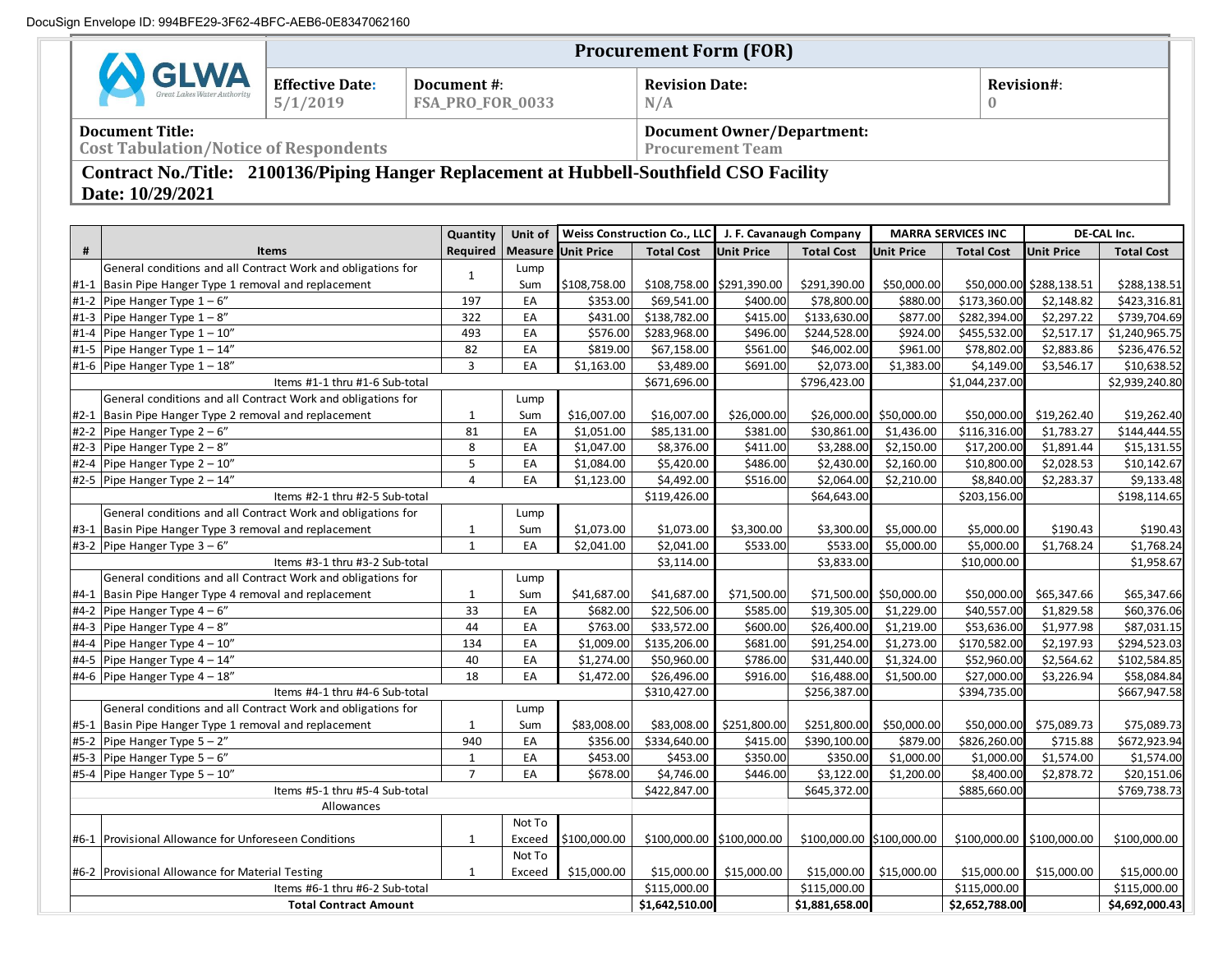DocuSign Envelope ID: 994BFE29-3F62-4BFC-AEB6-0E8347062160

| GLWA Great Lakes Water Authority | Procurement Form (FOR) | | | |
|---|---|---|---|---|
| | **Effective Date:** 5/1/2019 | **Document #:** FSA_PRO_FOR_0033 | **Revision Date:** N/A | **Revision#:** 0 |
| **Document Title:** Cost Tabulation/Notice of Respondents | | | **Document Owner/Department:** Procurement Team | |

**Contract No./Title: 2100136/Piping Hanger Replacement at Hubbell-Southfield CSO Facility**

**Date: 10/29/2021**

| # | Items | Quantity Required | Unit of Measure | Weiss Construction Co., LLC | | J. F. Cavanaugh Company | | MARRA SERVICES INC | | DE-CAL Inc. | |
|---|---|---|---|---|---|---|---|---|---|---|---|
| | | | | Unit Price | Total Cost | Unit Price | Total Cost | Unit Price | Total Cost | Unit Price | Total Cost |
| #1-1 | General conditions and all Contract Work and obligations for Basin Pipe Hanger Type 1 removal and replacement | 1 | Lump Sum | $108,758.00 | $108,758.00 | $291,390.00 | $291,390.00 | $50,000.00 | $50,000.00 | $288,138.51 | $288,138.51 |
| #1-2 | Pipe Hanger Type 1 – 6" | 197 | EA | $353.00 | $69,541.00 | $400.00 | $78,800.00 | $880.00 | $173,360.00 | $2,148.82 | $423,316.81 |
| #1-3 | Pipe Hanger Type 1 – 8" | 322 | EA | $431.00 | $138,782.00 | $415.00 | $133,630.00 | $877.00 | $282,394.00 | $2,297.22 | $739,704.69 |
| #1-4 | Pipe Hanger Type 1 – 10" | 493 | EA | $576.00 | $283,968.00 | $496.00 | $244,528.00 | $924.00 | $455,532.00 | $2,517.17 | $1,240,965.75 |
| #1-5 | Pipe Hanger Type 1 – 14" | 82 | EA | $819.00 | $67,158.00 | $561.00 | $46,002.00 | $961.00 | $78,802.00 | $2,883.86 | $236,476.52 |
| #1-6 | Pipe Hanger Type 1 – 18" | 3 | EA | $1,163.00 | $3,489.00 | $691.00 | $2,073.00 | $1,383.00 | $4,149.00 | $3,546.17 | $10,638.52 |
| | Items #1-1 thru #1-6 Sub-total | | | | $671,696.00 | | $796,423.00 | | $1,044,237.00 | | $2,939,240.80 |
| #2-1 | General conditions and all Contract Work and obligations for Basin Pipe Hanger Type 2 removal and replacement | 1 | Lump Sum | $16,007.00 | $16,007.00 | $26,000.00 | $26,000.00 | $50,000.00 | $50,000.00 | $19,262.40 | $19,262.40 |
| #2-2 | Pipe Hanger Type 2 – 6" | 81 | EA | $1,051.00 | $85,131.00 | $381.00 | $30,861.00 | $1,436.00 | $116,316.00 | $1,783.27 | $144,444.55 |
| #2-3 | Pipe Hanger Type 2 – 8" | 8 | EA | $1,047.00 | $8,376.00 | $411.00 | $3,288.00 | $2,150.00 | $17,200.00 | $1,891.44 | $15,131.55 |
| #2-4 | Pipe Hanger Type 2 – 10" | 5 | EA | $1,084.00 | $5,420.00 | $486.00 | $2,430.00 | $2,160.00 | $10,800.00 | $2,028.53 | $10,142.67 |
| #2-5 | Pipe Hanger Type 2 – 14" | 4 | EA | $1,123.00 | $4,492.00 | $516.00 | $2,064.00 | $2,210.00 | $8,840.00 | $2,283.37 | $9,133.48 |
| | Items #2-1 thru #2-5 Sub-total | | | | $119,426.00 | | $64,643.00 | | $203,156.00 | | $198,114.65 |
| #3-1 | General conditions and all Contract Work and obligations for Basin Pipe Hanger Type 3 removal and replacement | 1 | Lump Sum | $1,073.00 | $1,073.00 | $3,300.00 | $3,300.00 | $5,000.00 | $5,000.00 | $190.43 | $190.43 |
| #3-2 | Pipe Hanger Type 3 – 6" | 1 | EA | $2,041.00 | $2,041.00 | $533.00 | $533.00 | $5,000.00 | $5,000.00 | $1,768.24 | $1,768.24 |
| | Items #3-1 thru #3-2 Sub-total | | | | $3,114.00 | | $3,833.00 | | $10,000.00 | | $1,958.67 |
| #4-1 | General conditions and all Contract Work and obligations for Basin Pipe Hanger Type 4 removal and replacement | 1 | Lump Sum | $41,687.00 | $41,687.00 | $71,500.00 | $71,500.00 | $50,000.00 | $50,000.00 | $65,347.66 | $65,347.66 |
| #4-2 | Pipe Hanger Type 4 – 6" | 33 | EA | $682.00 | $22,506.00 | $585.00 | $19,305.00 | $1,229.00 | $40,557.00 | $1,829.58 | $60,376.06 |
| #4-3 | Pipe Hanger Type 4 – 8" | 44 | EA | $763.00 | $33,572.00 | $600.00 | $26,400.00 | $1,219.00 | $53,636.00 | $1,977.98 | $87,031.15 |
| #4-4 | Pipe Hanger Type 4 – 10" | 134 | EA | $1,009.00 | $135,206.00 | $681.00 | $91,254.00 | $1,273.00 | $170,582.00 | $2,197.93 | $294,523.03 |
| #4-5 | Pipe Hanger Type 4 – 14" | 40 | EA | $1,274.00 | $50,960.00 | $786.00 | $31,440.00 | $1,324.00 | $52,960.00 | $2,564.62 | $102,584.85 |
| #4-6 | Pipe Hanger Type 4 – 18" | 18 | EA | $1,472.00 | $26,496.00 | $916.00 | $16,488.00 | $1,500.00 | $27,000.00 | $3,226.94 | $58,084.84 |
| | Items #4-1 thru #4-6 Sub-total | | | | $310,427.00 | | $256,387.00 | | $394,735.00 | | $667,947.58 |
| #5-1 | General conditions and all Contract Work and obligations for Basin Pipe Hanger Type 1 removal and replacement | 1 | Lump Sum | $83,008.00 | $83,008.00 | $251,800.00 | $251,800.00 | $50,000.00 | $50,000.00 | $75,089.73 | $75,089.73 |
| #5-2 | Pipe Hanger Type 5 – 2" | 940 | EA | $356.00 | $334,640.00 | $415.00 | $390,100.00 | $879.00 | $826,260.00 | $715.88 | $672,923.94 |
| #5-3 | Pipe Hanger Type 5 – 6" | 1 | EA | $453.00 | $453.00 | $350.00 | $350.00 | $1,000.00 | $1,000.00 | $1,574.00 | $1,574.00 |
| #5-4 | Pipe Hanger Type 5 – 10" | 7 | EA | $678.00 | $4,746.00 | $446.00 | $3,122.00 | $1,200.00 | $8,400.00 | $2,878.72 | $20,151.06 |
| | Items #5-1 thru #5-4 Sub-total | | | | $422,847.00 | | $645,372.00 | | $885,660.00 | | $769,738.73 |
| | Allowances | | | | | | | | | | |
| #6-1 | Provisional Allowance for Unforeseen Conditions | 1 | Not To Exceed | $100,000.00 | $100,000.00 | $100,000.00 | $100,000.00 | $100,000.00 | $100,000.00 | $100,000.00 | $100,000.00 |
| #6-2 | Provisional Allowance for Material Testing | 1 | Not To Exceed | $15,000.00 | $15,000.00 | $15,000.00 | $15,000.00 | $15,000.00 | $15,000.00 | $15,000.00 | $15,000.00 |
| | Items #6-1 thru #6-2 Sub-total | | | | $115,000.00 | | $115,000.00 | | $115,000.00 | | $115,000.00 |
| | **Total Contract Amount** | | | | **$1,642,510.00** | | **$1,881,658.00** | | **$2,652,788.00** | | **$4,692,000.43** |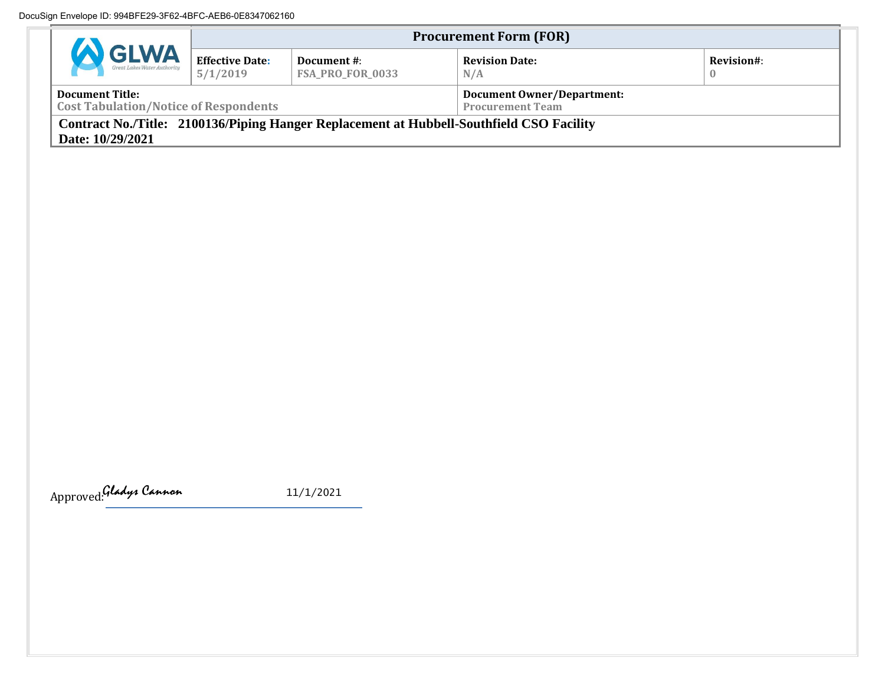DocuSign Envelope ID: 994BFE29-3F62-4BFC-AEB6-0E8347062160

| GLWA Great Lakes Water Authority | Procurement Form (FOR) | | | |
|---|---|---|---|---|
| | **Effective Date:** 5/1/2019 | **Document #:** FSA_PRO_FOR_0033 | **Revision Date:** N/A | **Revision#:** 0 |
| **Document Title:** Cost Tabulation/Notice of Respondents | | | **Document Owner/Department:** Procurement Team | |

**Contract No./Title: 2100136/Piping Hanger Replacement at Hubbell-Southfield CSO Facility**
**Date: 10/29/2021**

Approved: *Gladys Cannon* 11/1/2021